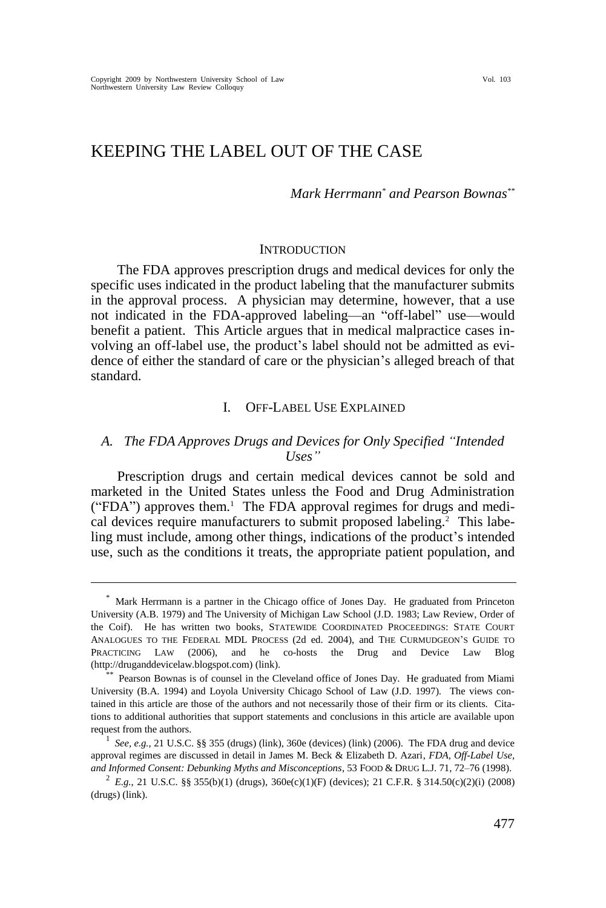# KEEPING THE LABEL OUT OF THE CASE

*Mark Herrmann*[*] *and Pearson Bownas*[**]

## INTRODUCTION

The FDA approves prescription drugs and medical devices for only the specific uses indicated in the product labeling that the manufacturer submits in the approval process. A physician may determine, however, that a use not indicated in the FDA-approved labeling—an "off-label" use—would benefit a patient. This Article argues that in medical malpractice cases involving an off-label use, the product's label should not be admitted as evidence of either the standard of care or the physician's alleged breach of that standard.

## I. OFF-LABEL USE EXPLAINED

### *A. The FDA Approves Drugs and Devices for Only Specified "Intended Uses"*

Prescription drugs and certain medical devices cannot be sold and marketed in the United States unless the Food and Drug Administration ("FDA") approves them.[1] The FDA approval regimes for drugs and medical devices require manufacturers to submit proposed labeling.[2] This labeling must include, among other things, indications of the product's intended use, such as the conditions it treats, the appropriate patient population, and

---

[*] Mark Herrmann is a partner in the Chicago office of Jones Day. He graduated from Princeton University (A.B. 1979) and The University of Michigan Law School (J.D. 1983; Law Review, Order of the Coif). He has written two books, STATEWIDE COORDINATED PROCEEDINGS: STATE COURT ANALOGUES TO THE FEDERAL MDL PROCESS (2d ed. 2004), and THE CURMUDGEON'S GUIDE TO PRACTICING LAW (2006), and he co-hosts the Drug and Device Law Blog (http://druganddevicelaw.blogspot.com) (link).

[**] Pearson Bownas is of counsel in the Cleveland office of Jones Day. He graduated from Miami University (B.A. 1994) and Loyola University Chicago School of Law (J.D. 1997). The views contained in this article are those of the authors and not necessarily those of their firm or its clients. Citations to additional authorities that support statements and conclusions in this article are available upon request from the authors.

[1] *See, e.g.*, 21 U.S.C. §§ 355 (drugs) (link), 360e (devices) (link) (2006). The FDA drug and device approval regimes are discussed in detail in James M. Beck & Elizabeth D. Azari, *FDA, Off-Label Use, and Informed Consent: Debunking Myths and Misconceptions*, 53 FOOD & DRUG L.J. 71, 72–76 (1998).

[2] *E.g.*, 21 U.S.C. §§ 355(b)(1) (drugs), 360e(c)(1)(F) (devices); 21 C.F.R. § 314.50(c)(2)(i) (2008) (drugs) (link).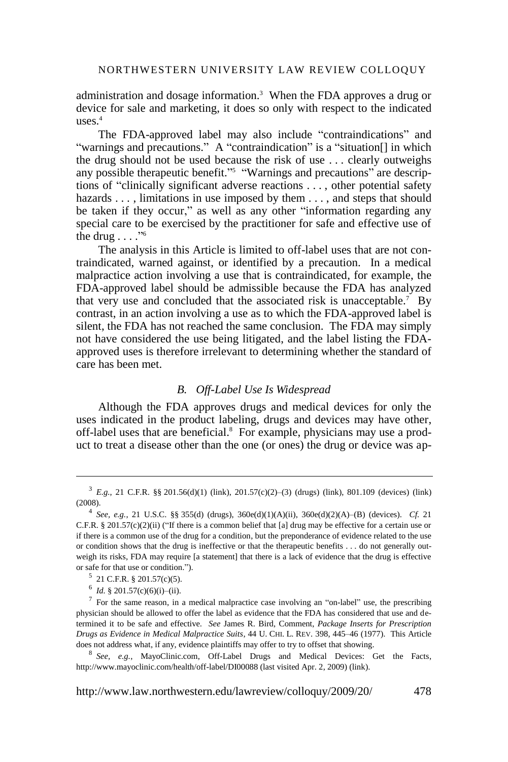administration and dosage information.[3] When the FDA approves a drug or device for sale and marketing, it does so only with respect to the indicated uses.[4]

The FDA-approved label may also include "contraindications" and "warnings and precautions." A "contraindication" is a "situation[] in which the drug should not be used because the risk of use . . . clearly outweighs any possible therapeutic benefit."[5] "Warnings and precautions" are descriptions of "clinically significant adverse reactions . . . , other potential safety hazards . . . , limitations in use imposed by them . . . , and steps that should be taken if they occur," as well as any other "information regarding any special care to be exercised by the practitioner for safe and effective use of the drug . . . ."[6]

The analysis in this Article is limited to off-label uses that are not contraindicated, warned against, or identified by a precaution. In a medical malpractice action involving a use that is contraindicated, for example, the FDA-approved label should be admissible because the FDA has analyzed that very use and concluded that the associated risk is unacceptable.[7] By contrast, in an action involving a use as to which the FDA-approved label is silent, the FDA has not reached the same conclusion. The FDA may simply not have considered the use being litigated, and the label listing the FDA-approved uses is therefore irrelevant to determining whether the standard of care has been met.

### *B. Off-Label Use Is Widespread*

Although the FDA approves drugs and medical devices for only the uses indicated in the product labeling, drugs and devices may have other, off-label uses that are beneficial.[8] For example, physicians may use a product to treat a disease other than the one (or ones) the drug or device was ap-

---

[3] *E.g.*, 21 C.F.R. §§ 201.56(d)(1) (link), 201.57(c)(2)–(3) (drugs) (link), 801.109 (devices) (link) (2008).

[4] *See, e.g.*, 21 U.S.C. §§ 355(d) (drugs), 360e(d)(1)(A)(ii), 360e(d)(2)(A)–(B) (devices). *Cf.* 21 C.F.R. § 201.57(c)(2)(ii) ("If there is a common belief that [a] drug may be effective for a certain use or if there is a common use of the drug for a condition, but the preponderance of evidence related to the use or condition shows that the drug is ineffective or that the therapeutic benefits . . . do not generally outweigh its risks, FDA may require [a statement] that there is a lack of evidence that the drug is effective or safe for that use or condition.").

[5] 21 C.F.R. § 201.57(c)(5).

[6] *Id.* § 201.57(c)(6)(i)–(ii).

[7] For the same reason, in a medical malpractice case involving an "on-label" use, the prescribing physician should be allowed to offer the label as evidence that the FDA has considered that use and determined it to be safe and effective. *See* James R. Bird, Comment, *Package Inserts for Prescription Drugs as Evidence in Medical Malpractice Suits*, 44 U. CHI. L. REV. 398, 445–46 (1977). This Article does not address what, if any, evidence plaintiffs may offer to try to offset that showing.

[8] *See, e.g.*, MayoClinic.com, Off-Label Drugs and Medical Devices: Get the Facts, http://www.mayoclinic.com/health/off-label/DI00088 (last visited Apr. 2, 2009) (link).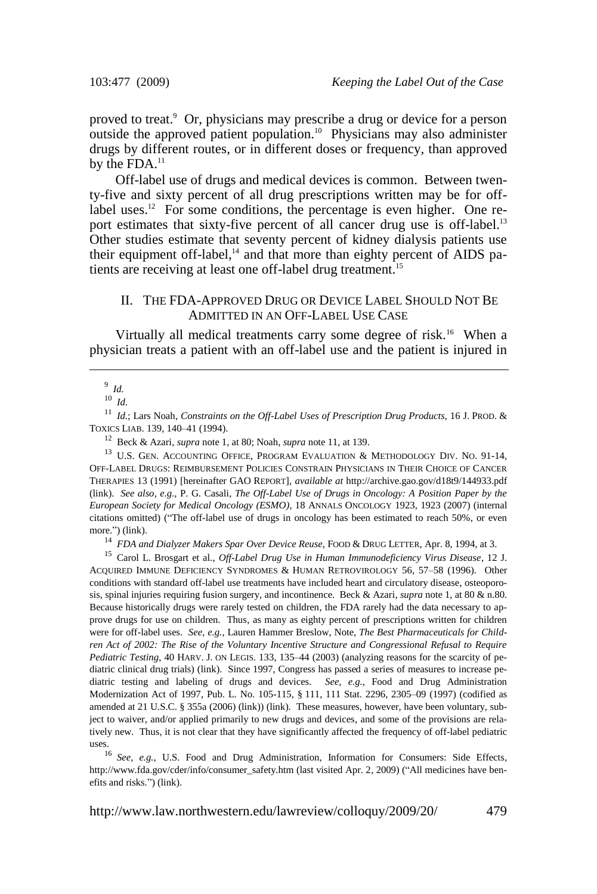proved to treat.[9] Or, physicians may prescribe a drug or device for a person outside the approved patient population.[10] Physicians may also administer drugs by different routes, or in different doses or frequency, than approved by the FDA.[11]

Off-label use of drugs and medical devices is common. Between twenty-five and sixty percent of all drug prescriptions written may be for off-label uses.[12] For some conditions, the percentage is even higher. One report estimates that sixty-five percent of all cancer drug use is off-label.[13] Other studies estimate that seventy percent of kidney dialysis patients use their equipment off-label,[14] and that more than eighty percent of AIDS patients are receiving at least one off-label drug treatment.[15]

## II. THE FDA-APPROVED DRUG OR DEVICE LABEL SHOULD NOT BE ADMITTED IN AN OFF-LABEL USE CASE

Virtually all medical treatments carry some degree of risk.[16] When a physician treats a patient with an off-label use and the patient is injured in

---

[9] *Id.*

[10] *Id.*

[11] *Id.*; Lars Noah, *Constraints on the Off-Label Uses of Prescription Drug Products*, 16 J. PROD. & TOXICS LIAB. 139, 140–41 (1994).

[12] Beck & Azari, *supra* note 1, at 80; Noah, *supra* note 11, at 139.

[13] U.S. GEN. ACCOUNTING OFFICE, PROGRAM EVALUATION & METHODOLOGY DIV. NO. 91-14, OFF-LABEL DRUGS: REIMBURSEMENT POLICIES CONSTRAIN PHYSICIANS IN THEIR CHOICE OF CANCER THERAPIES 13 (1991) [hereinafter GAO REPORT], *available at* http://archive.gao.gov/d18t9/144933.pdf (link). *See also, e.g.*, P. G. Casali, *The Off-Label Use of Drugs in Oncology: A Position Paper by the European Society for Medical Oncology (ESMO)*, 18 ANNALS ONCOLOGY 1923, 1923 (2007) (internal citations omitted) ("The off-label use of drugs in oncology has been estimated to reach 50%, or even more.") (link).

[14] *FDA and Dialyzer Makers Spar Over Device Reuse*, FOOD & DRUG LETTER, Apr. 8, 1994, at 3.

[15] Carol L. Brosgart et al., *Off-Label Drug Use in Human Immunodeficiency Virus Disease*, 12 J. ACQUIRED IMMUNE DEFICIENCY SYNDROMES & HUMAN RETROVIROLOGY 56, 57–58 (1996). Other conditions with standard off-label use treatments have included heart and circulatory disease, osteoporosis, spinal injuries requiring fusion surgery, and incontinence. Beck & Azari, *supra* note 1, at 80 & n.80. Because historically drugs were rarely tested on children, the FDA rarely had the data necessary to approve drugs for use on children. Thus, as many as eighty percent of prescriptions written for children were for off-label uses. *See, e.g.*, Lauren Hammer Breslow, Note, *The Best Pharmaceuticals for Children Act of 2002: The Rise of the Voluntary Incentive Structure and Congressional Refusal to Require Pediatric Testing*, 40 HARV. J. ON LEGIS. 133, 135–44 (2003) (analyzing reasons for the scarcity of pediatric clinical drug trials) (link). Since 1997, Congress has passed a series of measures to increase pediatric testing and labeling of drugs and devices. *See, e.g.*, Food and Drug Administration Modernization Act of 1997, Pub. L. No. 105-115, § 111, 111 Stat. 2296, 2305–09 (1997) (codified as amended at 21 U.S.C. § 355a (2006) (link)) (link). These measures, however, have been voluntary, subject to waiver, and/or applied primarily to new drugs and devices, and some of the provisions are relatively new. Thus, it is not clear that they have significantly affected the frequency of off-label pediatric uses.

[16] *See, e.g.*, U.S. Food and Drug Administration, Information for Consumers: Side Effects, http://www.fda.gov/cder/info/consumer_safety.htm (last visited Apr. 2, 2009) ("All medicines have benefits and risks.") (link).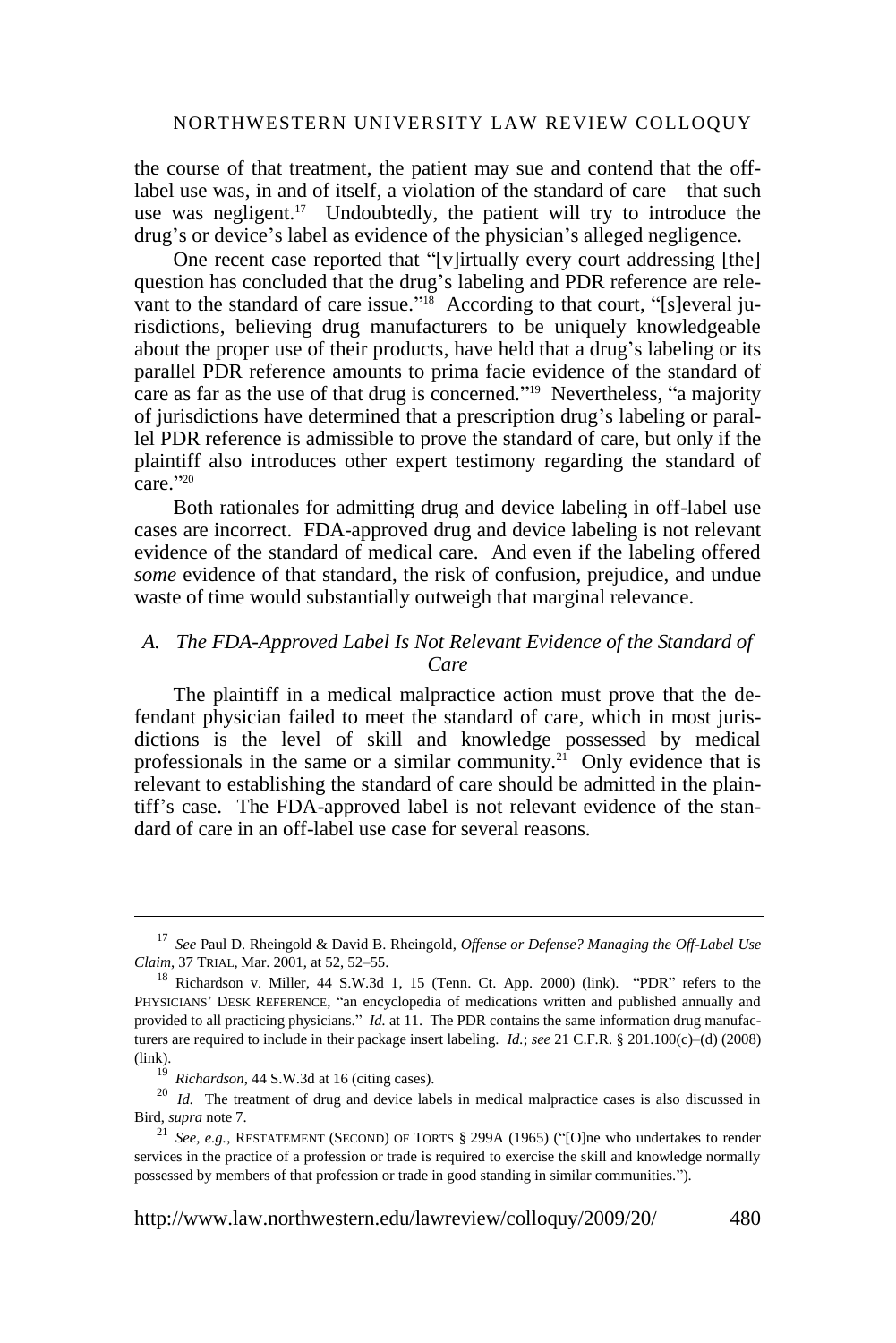the course of that treatment, the patient may sue and contend that the off-label use was, in and of itself, a violation of the standard of care—that such use was negligent.[17] Undoubtedly, the patient will try to introduce the drug's or device's label as evidence of the physician's alleged negligence.

One recent case reported that "[v]irtually every court addressing [the] question has concluded that the drug's labeling and PDR reference are relevant to the standard of care issue."[18] According to that court, "[s]everal jurisdictions, believing drug manufacturers to be uniquely knowledgeable about the proper use of their products, have held that a drug's labeling or its parallel PDR reference amounts to prima facie evidence of the standard of care as far as the use of that drug is concerned."[19] Nevertheless, "a majority of jurisdictions have determined that a prescription drug's labeling or parallel PDR reference is admissible to prove the standard of care, but only if the plaintiff also introduces other expert testimony regarding the standard of care."[20]

Both rationales for admitting drug and device labeling in off-label use cases are incorrect. FDA-approved drug and device labeling is not relevant evidence of the standard of medical care. And even if the labeling offered *some* evidence of that standard, the risk of confusion, prejudice, and undue waste of time would substantially outweigh that marginal relevance.

### *A. The FDA-Approved Label Is Not Relevant Evidence of the Standard of Care*

The plaintiff in a medical malpractice action must prove that the defendant physician failed to meet the standard of care, which in most jurisdictions is the level of skill and knowledge possessed by medical professionals in the same or a similar community.[21] Only evidence that is relevant to establishing the standard of care should be admitted in the plaintiff's case. The FDA-approved label is not relevant evidence of the standard of care in an off-label use case for several reasons.

---

[17] *See* Paul D. Rheingold & David B. Rheingold, *Offense or Defense? Managing the Off-Label Use Claim*, 37 TRIAL, Mar. 2001, at 52, 52–55.

[18] Richardson v. Miller, 44 S.W.3d 1, 15 (Tenn. Ct. App. 2000) (link). "PDR" refers to the PHYSICIANS' DESK REFERENCE, "an encyclopedia of medications written and published annually and provided to all practicing physicians." *Id.* at 11. The PDR contains the same information drug manufacturers are required to include in their package insert labeling. *Id.*; *see* 21 C.F.R. § 201.100(c)–(d) (2008) (link).

[19] *Richardson*, 44 S.W.3d at 16 (citing cases).

[20] *Id.* The treatment of drug and device labels in medical malpractice cases is also discussed in Bird, *supra* note 7.

[21] *See, e.g.*, RESTATEMENT (SECOND) OF TORTS § 299A (1965) ("[O]ne who undertakes to render services in the practice of a profession or trade is required to exercise the skill and knowledge normally possessed by members of that profession or trade in good standing in similar communities.").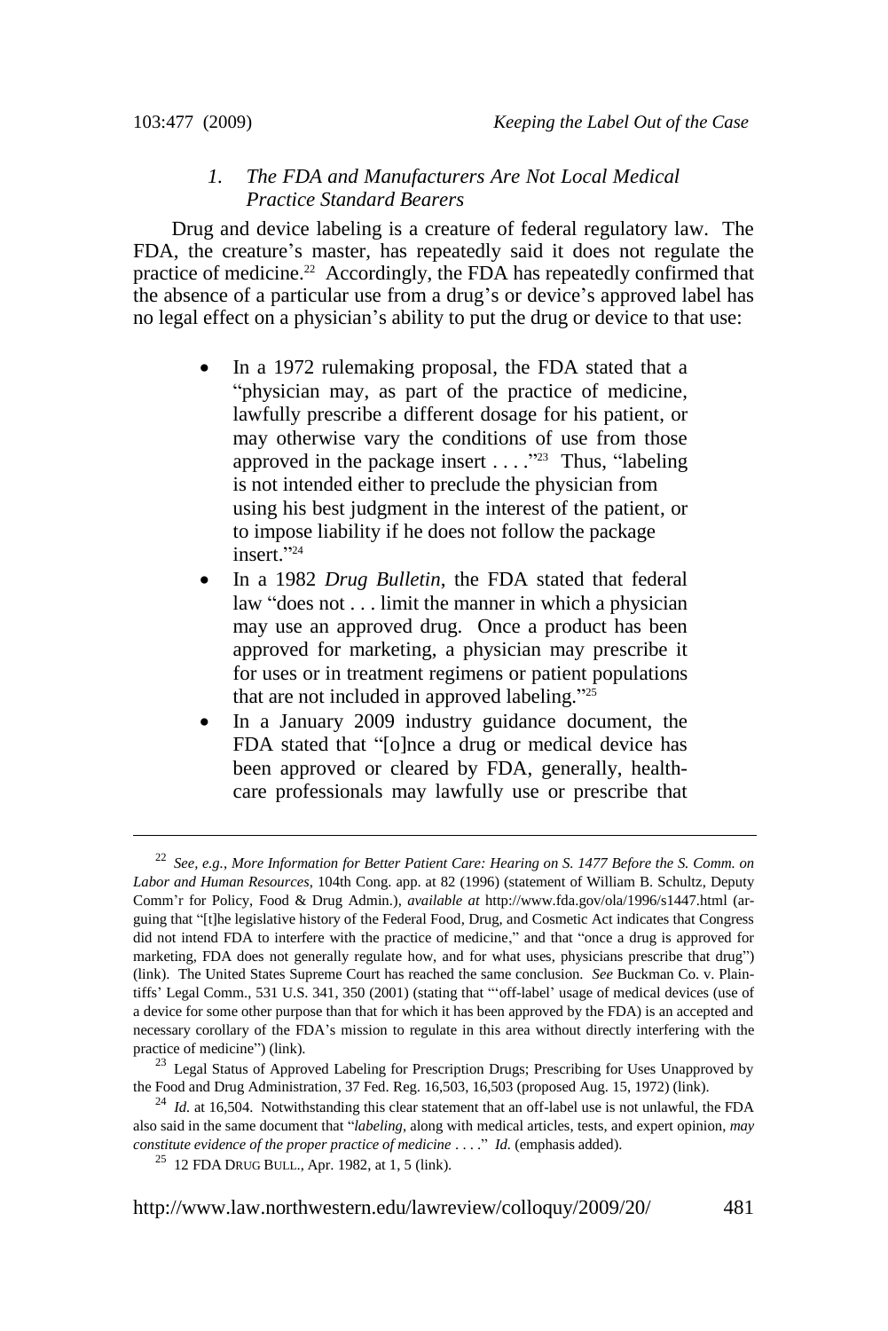### *1. The FDA and Manufacturers Are Not Local Medical Practice Standard Bearers*

Drug and device labeling is a creature of federal regulatory law. The FDA, the creature's master, has repeatedly said it does not regulate the practice of medicine.[22] Accordingly, the FDA has repeatedly confirmed that the absence of a particular use from a drug's or device's approved label has no legal effect on a physician's ability to put the drug or device to that use:

- In a 1972 rulemaking proposal, the FDA stated that a "physician may, as part of the practice of medicine, lawfully prescribe a different dosage for his patient, or may otherwise vary the conditions of use from those approved in the package insert . . . ."[23] Thus, "labeling is not intended either to preclude the physician from using his best judgment in the interest of the patient, or to impose liability if he does not follow the package insert."[24]
- In a 1982 *Drug Bulletin*, the FDA stated that federal law "does not . . . limit the manner in which a physician may use an approved drug. Once a product has been approved for marketing, a physician may prescribe it for uses or in treatment regimens or patient populations that are not included in approved labeling."[25]
- In a January 2009 industry guidance document, the FDA stated that "[o]nce a drug or medical device has been approved or cleared by FDA, generally, health-care professionals may lawfully use or prescribe that

---

[22] *See, e.g.*, *More Information for Better Patient Care: Hearing on S. 1477 Before the S. Comm. on Labor and Human Resources*, 104th Cong. app. at 82 (1996) (statement of William B. Schultz, Deputy Comm'r for Policy, Food & Drug Admin.), *available at* http://www.fda.gov/ola/1996/s1447.html (arguing that "[t]he legislative history of the Federal Food, Drug, and Cosmetic Act indicates that Congress did not intend FDA to interfere with the practice of medicine," and that "once a drug is approved for marketing, FDA does not generally regulate how, and for what uses, physicians prescribe that drug") (link). The United States Supreme Court has reached the same conclusion. *See* Buckman Co. v. Plaintiffs' Legal Comm., 531 U.S. 341, 350 (2001) (stating that "'off-label' usage of medical devices (use of a device for some other purpose than that for which it has been approved by the FDA) is an accepted and necessary corollary of the FDA's mission to regulate in this area without directly interfering with the practice of medicine") (link).

[23] Legal Status of Approved Labeling for Prescription Drugs; Prescribing for Uses Unapproved by the Food and Drug Administration, 37 Fed. Reg. 16,503, 16,503 (proposed Aug. 15, 1972) (link).

[24] *Id.* at 16,504. Notwithstanding this clear statement that an off-label use is not unlawful, the FDA also said in the same document that "*labeling*, along with medical articles, tests, and expert opinion, *may constitute evidence of the proper practice of medicine* . . . ." *Id.* (emphasis added).

[25] 12 FDA DRUG BULL., Apr. 1982, at 1, 5 (link).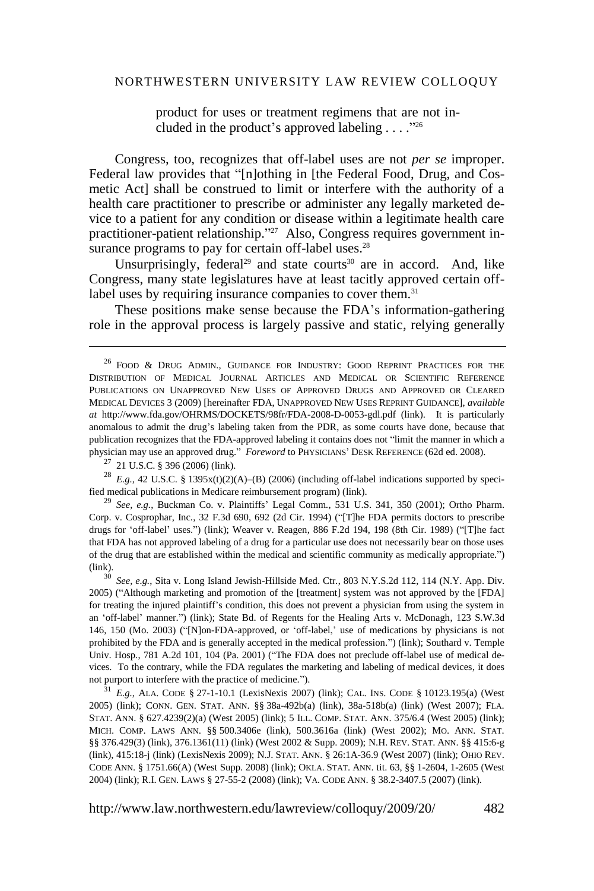product for uses or treatment regimens that are not included in the product's approved labeling . . . ."[26]

Congress, too, recognizes that off-label uses are not *per se* improper. Federal law provides that "[n]othing in [the Federal Food, Drug, and Cosmetic Act] shall be construed to limit or interfere with the authority of a health care practitioner to prescribe or administer any legally marketed device to a patient for any condition or disease within a legitimate health care practitioner-patient relationship."[27] Also, Congress requires government insurance programs to pay for certain off-label uses.[28]

Unsurprisingly, federal[29] and state courts[30] are in accord. And, like Congress, many state legislatures have at least tacitly approved certain off-label uses by requiring insurance companies to cover them.[31]

These positions make sense because the FDA's information-gathering role in the approval process is largely passive and static, relying generally

---

[26] FOOD & DRUG ADMIN., GUIDANCE FOR INDUSTRY: GOOD REPRINT PRACTICES FOR THE DISTRIBUTION OF MEDICAL JOURNAL ARTICLES AND MEDICAL OR SCIENTIFIC REFERENCE PUBLICATIONS ON UNAPPROVED NEW USES OF APPROVED DRUGS AND APPROVED OR CLEARED MEDICAL DEVICES 3 (2009) [hereinafter FDA, UNAPPROVED NEW USES REPRINT GUIDANCE], *available at* http://www.fda.gov/OHRMS/DOCKETS/98fr/FDA-2008-D-0053-gdl.pdf (link). It is particularly anomalous to admit the drug's labeling taken from the PDR, as some courts have done, because that publication recognizes that the FDA-approved labeling it contains does not "limit the manner in which a physician may use an approved drug." *Foreword* to PHYSICIANS' DESK REFERENCE (62d ed. 2008).

[27] 21 U.S.C. § 396 (2006) (link).

[28] *E.g.*, 42 U.S.C. § 1395x(t)(2)(A)–(B) (2006) (including off-label indications supported by specified medical publications in Medicare reimbursement program) (link).

[29] *See, e.g.*, Buckman Co. v. Plaintiffs' Legal Comm., 531 U.S. 341, 350 (2001); Ortho Pharm. Corp. v. Cosprophar, Inc., 32 F.3d 690, 692 (2d Cir. 1994) ("[T]he FDA permits doctors to prescribe drugs for 'off-label' uses.") (link); Weaver v. Reagen, 886 F.2d 194, 198 (8th Cir. 1989) ("[T]he fact that FDA has not approved labeling of a drug for a particular use does not necessarily bear on those uses of the drug that are established within the medical and scientific community as medically appropriate.") (link).

[30] *See, e.g.*, Sita v. Long Island Jewish-Hillside Med. Ctr., 803 N.Y.S.2d 112, 114 (N.Y. App. Div. 2005) ("Although marketing and promotion of the [treatment] system was not approved by the [FDA] for treating the injured plaintiff's condition, this does not prevent a physician from using the system in an 'off-label' manner.") (link); State Bd. of Regents for the Healing Arts v. McDonagh, 123 S.W.3d 146, 150 (Mo. 2003) ("[N]on-FDA-approved, or 'off-label,' use of medications by physicians is not prohibited by the FDA and is generally accepted in the medical profession.") (link); Southard v. Temple Univ. Hosp., 781 A.2d 101, 104 (Pa. 2001) ("The FDA does not preclude off-label use of medical devices. To the contrary, while the FDA regulates the marketing and labeling of medical devices, it does not purport to interfere with the practice of medicine.").

[31] *E.g.*, ALA. CODE § 27-1-10.1 (LexisNexis 2007) (link); CAL. INS. CODE § 10123.195(a) (West 2005) (link); CONN. GEN. STAT. ANN. §§ 38a-492b(a) (link), 38a-518b(a) (link) (West 2007); FLA. STAT. ANN. § 627.4239(2)(a) (West 2005) (link); 5 ILL. COMP. STAT. ANN. 375/6.4 (West 2005) (link); MICH. COMP. LAWS ANN. §§ 500.3406e (link), 500.3616a (link) (West 2002); MO. ANN. STAT. §§ 376.429(3) (link), 376.1361(11) (link) (West 2002 & Supp. 2009); N.H. REV. STAT. ANN. §§ 415:6-g (link), 415:18-j (link) (LexisNexis 2009); N.J. STAT. ANN. § 26:1A-36.9 (West 2007) (link); OHIO REV. CODE ANN. § 1751.66(A) (West Supp. 2008) (link); OKLA. STAT. ANN. tit. 63, §§ 1-2604, 1-2605 (West 2004) (link); R.I. GEN. LAWS § 27-55-2 (2008) (link); VA. CODE ANN. § 38.2-3407.5 (2007) (link).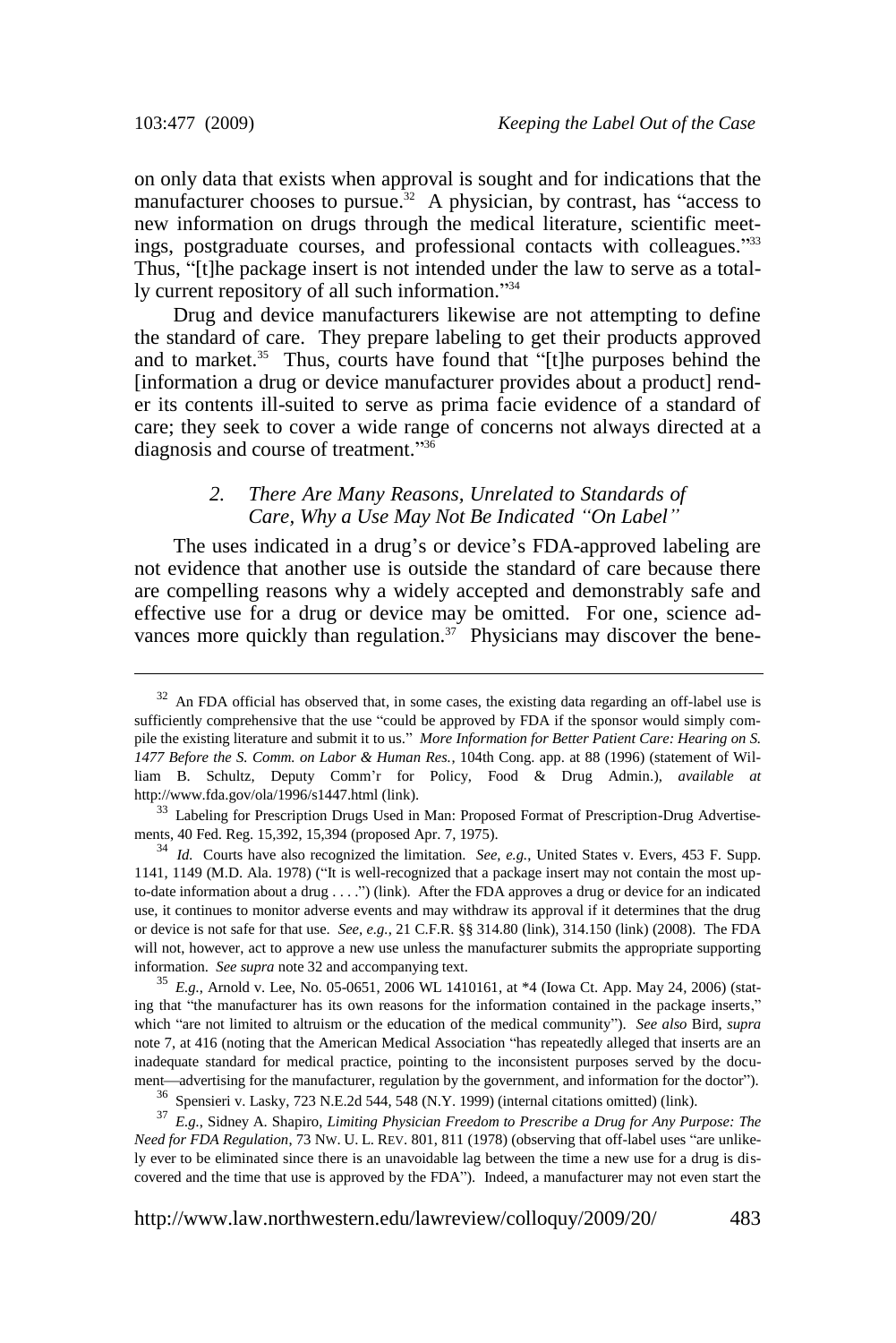on only data that exists when approval is sought and for indications that the manufacturer chooses to pursue.[32] A physician, by contrast, has "access to new information on drugs through the medical literature, scientific meetings, postgraduate courses, and professional contacts with colleagues."[33] Thus, "[t]he package insert is not intended under the law to serve as a totally current repository of all such information."[34]

Drug and device manufacturers likewise are not attempting to define the standard of care. They prepare labeling to get their products approved and to market.[35] Thus, courts have found that "[t]he purposes behind the [information a drug or device manufacturer provides about a product] render its contents ill-suited to serve as prima facie evidence of a standard of care; they seek to cover a wide range of concerns not always directed at a diagnosis and course of treatment."[36]

### *2. There Are Many Reasons, Unrelated to Standards of Care, Why a Use May Not Be Indicated "On Label"*

The uses indicated in a drug's or device's FDA-approved labeling are not evidence that another use is outside the standard of care because there are compelling reasons why a widely accepted and demonstrably safe and effective use for a drug or device may be omitted. For one, science advances more quickly than regulation.[37] Physicians may discover the bene-

---

[32] An FDA official has observed that, in some cases, the existing data regarding an off-label use is sufficiently comprehensive that the use "could be approved by FDA if the sponsor would simply compile the existing literature and submit it to us." *More Information for Better Patient Care: Hearing on S. 1477 Before the S. Comm. on Labor & Human Res.*, 104th Cong. app. at 88 (1996) (statement of William B. Schultz, Deputy Comm'r for Policy, Food & Drug Admin.), *available at* http://www.fda.gov/ola/1996/s1447.html (link).

[33] Labeling for Prescription Drugs Used in Man: Proposed Format of Prescription-Drug Advertisements, 40 Fed. Reg. 15,392, 15,394 (proposed Apr. 7, 1975).

[34] *Id.* Courts have also recognized the limitation. *See, e.g.*, United States v. Evers, 453 F. Supp. 1141, 1149 (M.D. Ala. 1978) ("It is well-recognized that a package insert may not contain the most up-to-date information about a drug . . . .") (link). After the FDA approves a drug or device for an indicated use, it continues to monitor adverse events and may withdraw its approval if it determines that the drug or device is not safe for that use. *See, e.g.*, 21 C.F.R. §§ 314.80 (link), 314.150 (link) (2008). The FDA will not, however, act to approve a new use unless the manufacturer submits the appropriate supporting information. *See supra* note 32 and accompanying text.

[35] *E.g.*, Arnold v. Lee, No. 05-0651, 2006 WL 1410161, at *4 (Iowa Ct. App. May 24, 2006) (stating that "the manufacturer has its own reasons for the information contained in the package inserts," which "are not limited to altruism or the education of the medical community"). *See also* Bird, *supra* note 7, at 416 (noting that the American Medical Association "has repeatedly alleged that inserts are an inadequate standard for medical practice, pointing to the inconsistent purposes served by the document—advertising for the manufacturer, regulation by the government, and information for the doctor").

[36] Spensieri v. Lasky, 723 N.E.2d 544, 548 (N.Y. 1999) (internal citations omitted) (link).

[37] *E.g.*, Sidney A. Shapiro, *Limiting Physician Freedom to Prescribe a Drug for Any Purpose: The Need for FDA Regulation*, 73 NW. U. L. REV. 801, 811 (1978) (observing that off-label uses "are unlikely ever to be eliminated since there is an unavoidable lag between the time a new use for a drug is discovered and the time that use is approved by the FDA"). Indeed, a manufacturer may not even start the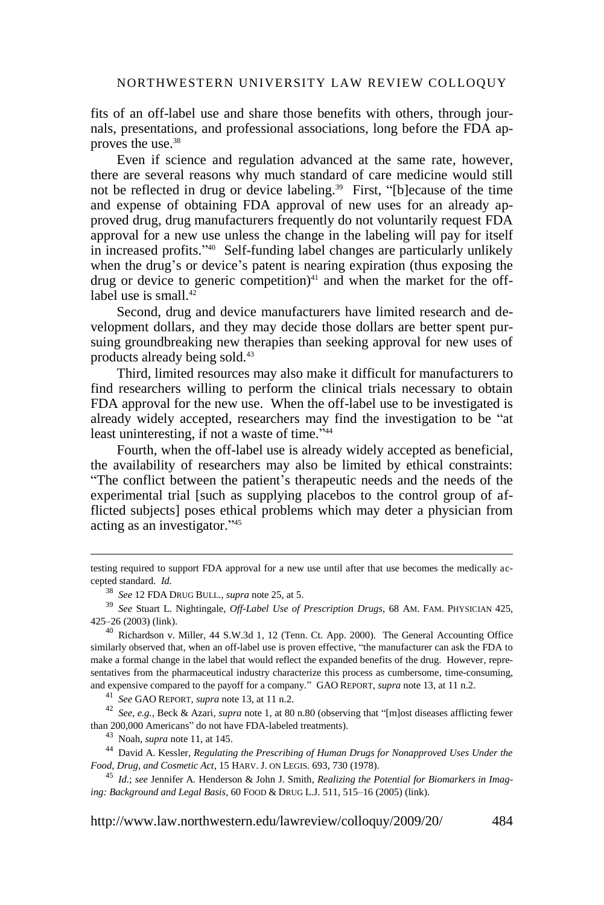fits of an off-label use and share those benefits with others, through journals, presentations, and professional associations, long before the FDA approves the use.[38]

Even if science and regulation advanced at the same rate, however, there are several reasons why much standard of care medicine would still not be reflected in drug or device labeling.[39] First, "[b]ecause of the time and expense of obtaining FDA approval of new uses for an already approved drug, drug manufacturers frequently do not voluntarily request FDA approval for a new use unless the change in the labeling will pay for itself in increased profits."[40] Self-funding label changes are particularly unlikely when the drug's or device's patent is nearing expiration (thus exposing the drug or device to generic competition)[41] and when the market for the off-label use is small.[42]

Second, drug and device manufacturers have limited research and development dollars, and they may decide those dollars are better spent pursuing groundbreaking new therapies than seeking approval for new uses of products already being sold.[43]

Third, limited resources may also make it difficult for manufacturers to find researchers willing to perform the clinical trials necessary to obtain FDA approval for the new use. When the off-label use to be investigated is already widely accepted, researchers may find the investigation to be "at least uninteresting, if not a waste of time."[44]

Fourth, when the off-label use is already widely accepted as beneficial, the availability of researchers may also be limited by ethical constraints: "The conflict between the patient's therapeutic needs and the needs of the experimental trial [such as supplying placebos to the control group of afflicted subjects] poses ethical problems which may deter a physician from acting as an investigator."[45]

---

testing required to support FDA approval for a new use until after that use becomes the medically accepted standard. *Id.*

[38] *See* 12 FDA DRUG BULL., *supra* note 25, at 5.

[39] *See* Stuart L. Nightingale, *Off-Label Use of Prescription Drugs*, 68 AM. FAM. PHYSICIAN 425, 425–26 (2003) (link).

[40] Richardson v. Miller, 44 S.W.3d 1, 12 (Tenn. Ct. App. 2000). The General Accounting Office similarly observed that, when an off-label use is proven effective, "the manufacturer can ask the FDA to make a formal change in the label that would reflect the expanded benefits of the drug. However, representatives from the pharmaceutical industry characterize this process as cumbersome, time-consuming, and expensive compared to the payoff for a company." GAO REPORT, *supra* note 13, at 11 n.2.

[41] *See* GAO REPORT, *supra* note 13, at 11 n.2.

[42] *See, e.g.*, Beck & Azari, *supra* note 1, at 80 n.80 (observing that "[m]ost diseases afflicting fewer than 200,000 Americans" do not have FDA-labeled treatments).

[43] Noah, *supra* note 11, at 145.

[44] David A. Kessler, *Regulating the Prescribing of Human Drugs for Nonapproved Uses Under the Food, Drug, and Cosmetic Act*, 15 HARV. J. ON LEGIS. 693, 730 (1978).

[45] *Id.*; *see* Jennifer A. Henderson & John J. Smith, *Realizing the Potential for Biomarkers in Imaging: Background and Legal Basis*, 60 FOOD & DRUG L.J. 511, 515–16 (2005) (link).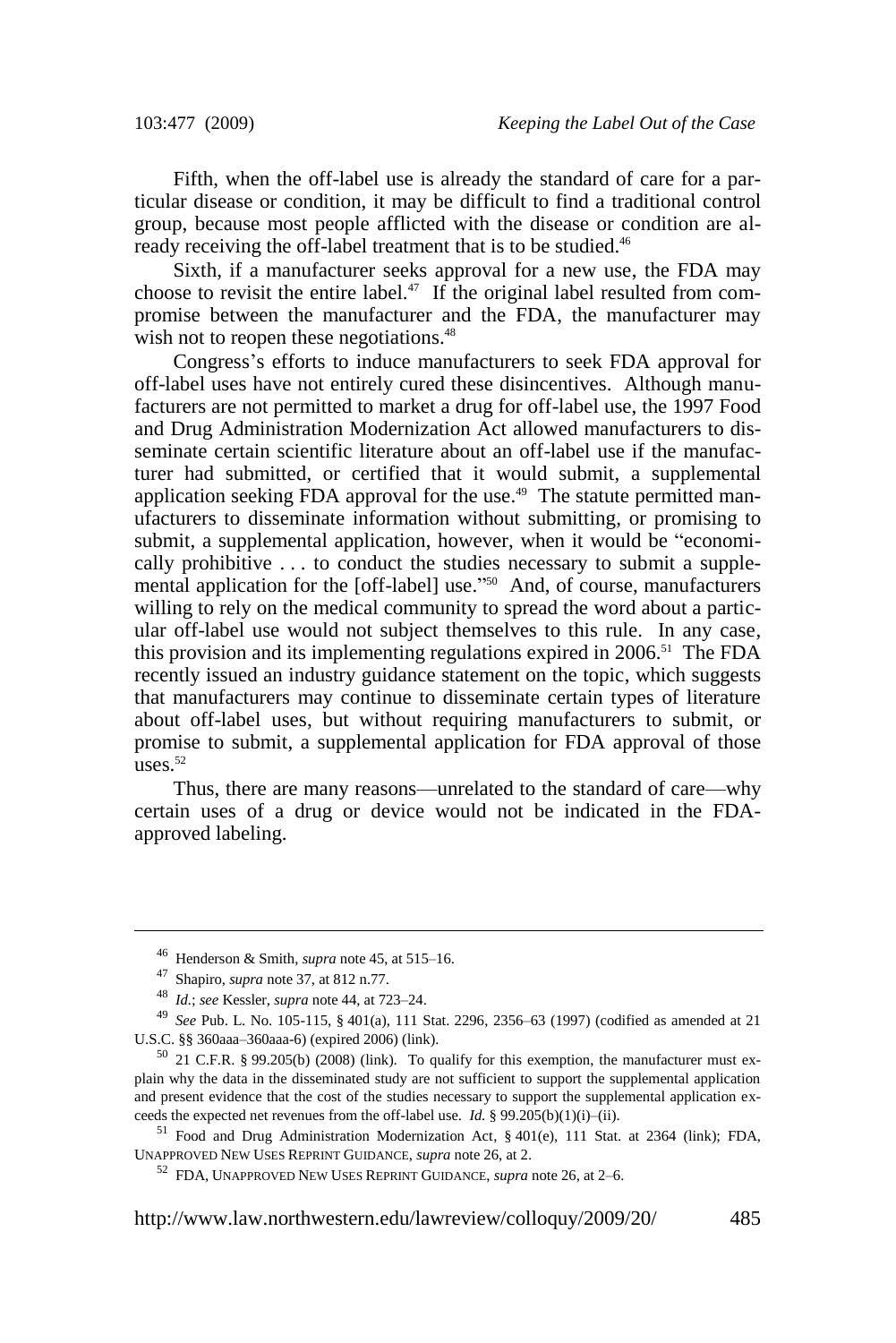Fifth, when the off-label use is already the standard of care for a particular disease or condition, it may be difficult to find a traditional control group, because most people afflicted with the disease or condition are already receiving the off-label treatment that is to be studied.[46]

Sixth, if a manufacturer seeks approval for a new use, the FDA may choose to revisit the entire label.[47] If the original label resulted from compromise between the manufacturer and the FDA, the manufacturer may wish not to reopen these negotiations.[48]

Congress's efforts to induce manufacturers to seek FDA approval for off-label uses have not entirely cured these disincentives. Although manufacturers are not permitted to market a drug for off-label use, the 1997 Food and Drug Administration Modernization Act allowed manufacturers to disseminate certain scientific literature about an off-label use if the manufacturer had submitted, or certified that it would submit, a supplemental application seeking FDA approval for the use.[49] The statute permitted manufacturers to disseminate information without submitting, or promising to submit, a supplemental application, however, when it would be "economically prohibitive . . . to conduct the studies necessary to submit a supplemental application for the [off-label] use."[50] And, of course, manufacturers willing to rely on the medical community to spread the word about a particular off-label use would not subject themselves to this rule. In any case, this provision and its implementing regulations expired in 2006.[51] The FDA recently issued an industry guidance statement on the topic, which suggests that manufacturers may continue to disseminate certain types of literature about off-label uses, but without requiring manufacturers to submit, or promise to submit, a supplemental application for FDA approval of those uses.[52]

Thus, there are many reasons—unrelated to the standard of care—why certain uses of a drug or device would not be indicated in the FDA-approved labeling.

---

[46] Henderson & Smith, *supra* note 45, at 515–16.

[47] Shapiro, *supra* note 37, at 812 n.77.

[48] *Id.*; *see* Kessler, *supra* note 44, at 723–24.

[49] *See* Pub. L. No. 105-115, § 401(a), 111 Stat. 2296, 2356–63 (1997) (codified as amended at 21 U.S.C. §§ 360aaa–360aaa-6) (expired 2006) (link).

[50] 21 C.F.R. § 99.205(b) (2008) (link). To qualify for this exemption, the manufacturer must explain why the data in the disseminated study are not sufficient to support the supplemental application and present evidence that the cost of the studies necessary to support the supplemental application exceeds the expected net revenues from the off-label use. *Id.* § 99.205(b)(1)(i)–(ii).

[51] Food and Drug Administration Modernization Act, § 401(e), 111 Stat. at 2364 (link); FDA, UNAPPROVED NEW USES REPRINT GUIDANCE, *supra* note 26, at 2.

[52] FDA, UNAPPROVED NEW USES REPRINT GUIDANCE, *supra* note 26, at 2–6.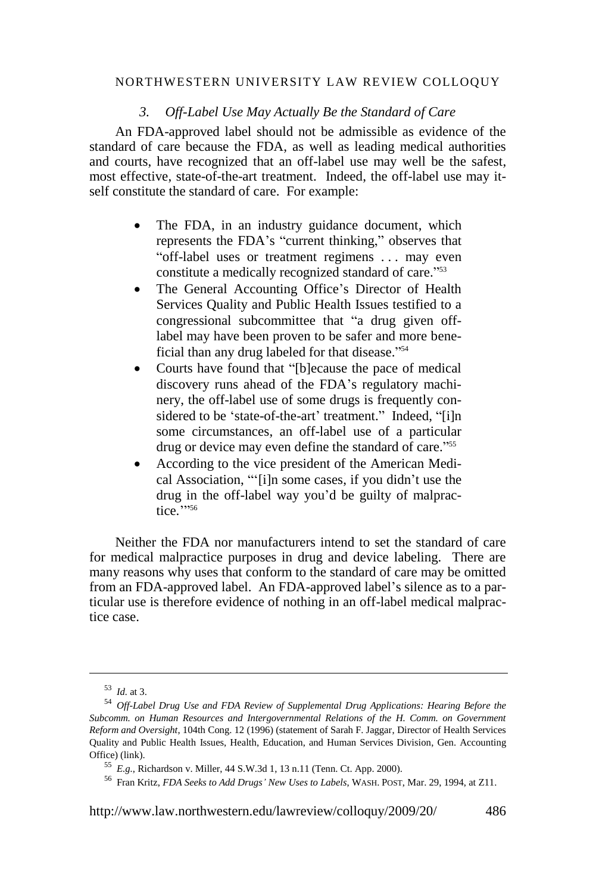### *3. Off-Label Use May Actually Be the Standard of Care*

An FDA-approved label should not be admissible as evidence of the standard of care because the FDA, as well as leading medical authorities and courts, have recognized that an off-label use may well be the safest, most effective, state-of-the-art treatment. Indeed, the off-label use may itself constitute the standard of care. For example:

- The FDA, in an industry guidance document, which represents the FDA's "current thinking," observes that "off-label uses or treatment regimens . . . may even constitute a medically recognized standard of care."[53]
- The General Accounting Office's Director of Health Services Quality and Public Health Issues testified to a congressional subcommittee that "a drug given off-label may have been proven to be safer and more beneficial than any drug labeled for that disease."[54]
- Courts have found that "[b]ecause the pace of medical discovery runs ahead of the FDA's regulatory machinery, the off-label use of some drugs is frequently considered to be 'state-of-the-art' treatment." Indeed, "[i]n some circumstances, an off-label use of a particular drug or device may even define the standard of care."[55]
- According to the vice president of the American Medical Association, "'[i]n some cases, if you didn't use the drug in the off-label way you'd be guilty of malpractice.'"[56]

Neither the FDA nor manufacturers intend to set the standard of care for medical malpractice purposes in drug and device labeling. There are many reasons why uses that conform to the standard of care may be omitted from an FDA-approved label. An FDA-approved label's silence as to a particular use is therefore evidence of nothing in an off-label medical malpractice case.

---

[53] *Id.* at 3.

[54] *Off-Label Drug Use and FDA Review of Supplemental Drug Applications: Hearing Before the Subcomm. on Human Resources and Intergovernmental Relations of the H. Comm. on Government Reform and Oversight*, 104th Cong. 12 (1996) (statement of Sarah F. Jaggar, Director of Health Services Quality and Public Health Issues, Health, Education, and Human Services Division, Gen. Accounting Office) (link).

[55] *E.g.*, Richardson v. Miller, 44 S.W.3d 1, 13 n.11 (Tenn. Ct. App. 2000).

[56] Fran Kritz, *FDA Seeks to Add Drugs' New Uses to Labels*, WASH. POST, Mar. 29, 1994, at Z11.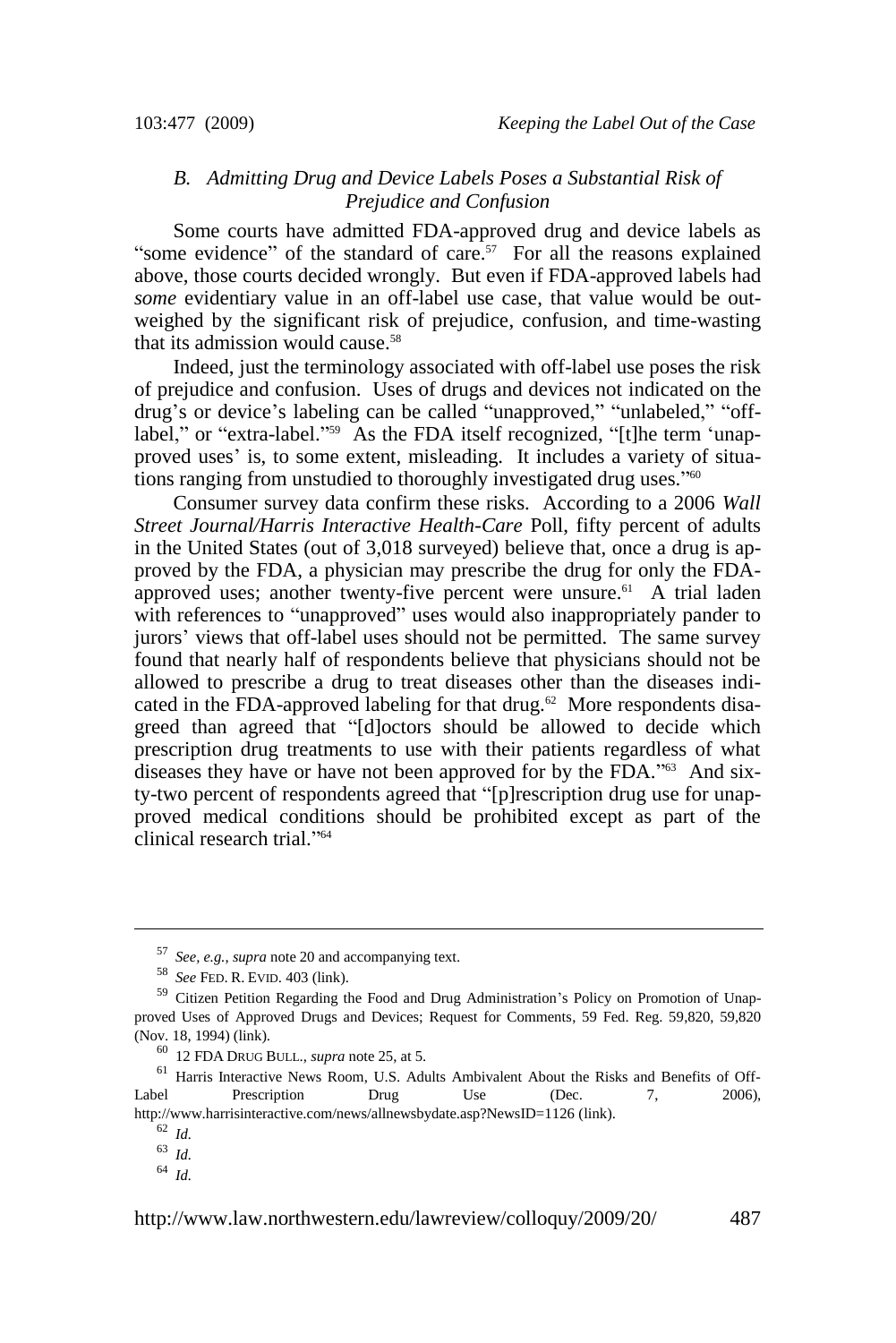### *B. Admitting Drug and Device Labels Poses a Substantial Risk of Prejudice and Confusion*

Some courts have admitted FDA-approved drug and device labels as "some evidence" of the standard of care.[57] For all the reasons explained above, those courts decided wrongly. But even if FDA-approved labels had *some* evidentiary value in an off-label use case, that value would be outweighed by the significant risk of prejudice, confusion, and time-wasting that its admission would cause.[58]

Indeed, just the terminology associated with off-label use poses the risk of prejudice and confusion. Uses of drugs and devices not indicated on the drug's or device's labeling can be called "unapproved," "unlabeled," "off-label," or "extra-label."[59] As the FDA itself recognized, "[t]he term 'unapproved uses' is, to some extent, misleading. It includes a variety of situations ranging from unstudied to thoroughly investigated drug uses."[60]

Consumer survey data confirm these risks. According to a 2006 *Wall Street Journal/Harris Interactive Health-Care* Poll, fifty percent of adults in the United States (out of 3,018 surveyed) believe that, once a drug is approved by the FDA, a physician may prescribe the drug for only the FDA-approved uses; another twenty-five percent were unsure.[61] A trial laden with references to "unapproved" uses would also inappropriately pander to jurors' views that off-label uses should not be permitted. The same survey found that nearly half of respondents believe that physicians should not be allowed to prescribe a drug to treat diseases other than the diseases indicated in the FDA-approved labeling for that drug.[62] More respondents disagreed than agreed that "[d]octors should be allowed to decide which prescription drug treatments to use with their patients regardless of what diseases they have or have not been approved for by the FDA."[63] And sixty-two percent of respondents agreed that "[p]rescription drug use for unapproved medical conditions should be prohibited except as part of the clinical research trial."[64]

---

[57] *See, e.g.*, *supra* note 20 and accompanying text.

[58] *See* FED. R. EVID. 403 (link).

[59] Citizen Petition Regarding the Food and Drug Administration's Policy on Promotion of Unapproved Uses of Approved Drugs and Devices; Request for Comments, 59 Fed. Reg. 59,820, 59,820 (Nov. 18, 1994) (link).

[60] 12 FDA DRUG BULL., *supra* note 25, at 5.

[61] Harris Interactive News Room, U.S. Adults Ambivalent About the Risks and Benefits of Off-Label Prescription Drug Use (Dec. 7, 2006), http://www.harrisinteractive.com/news/allnewsbydate.asp?NewsID=1126 (link).

[62] *Id.*

[63] *Id.*

[64] *Id.*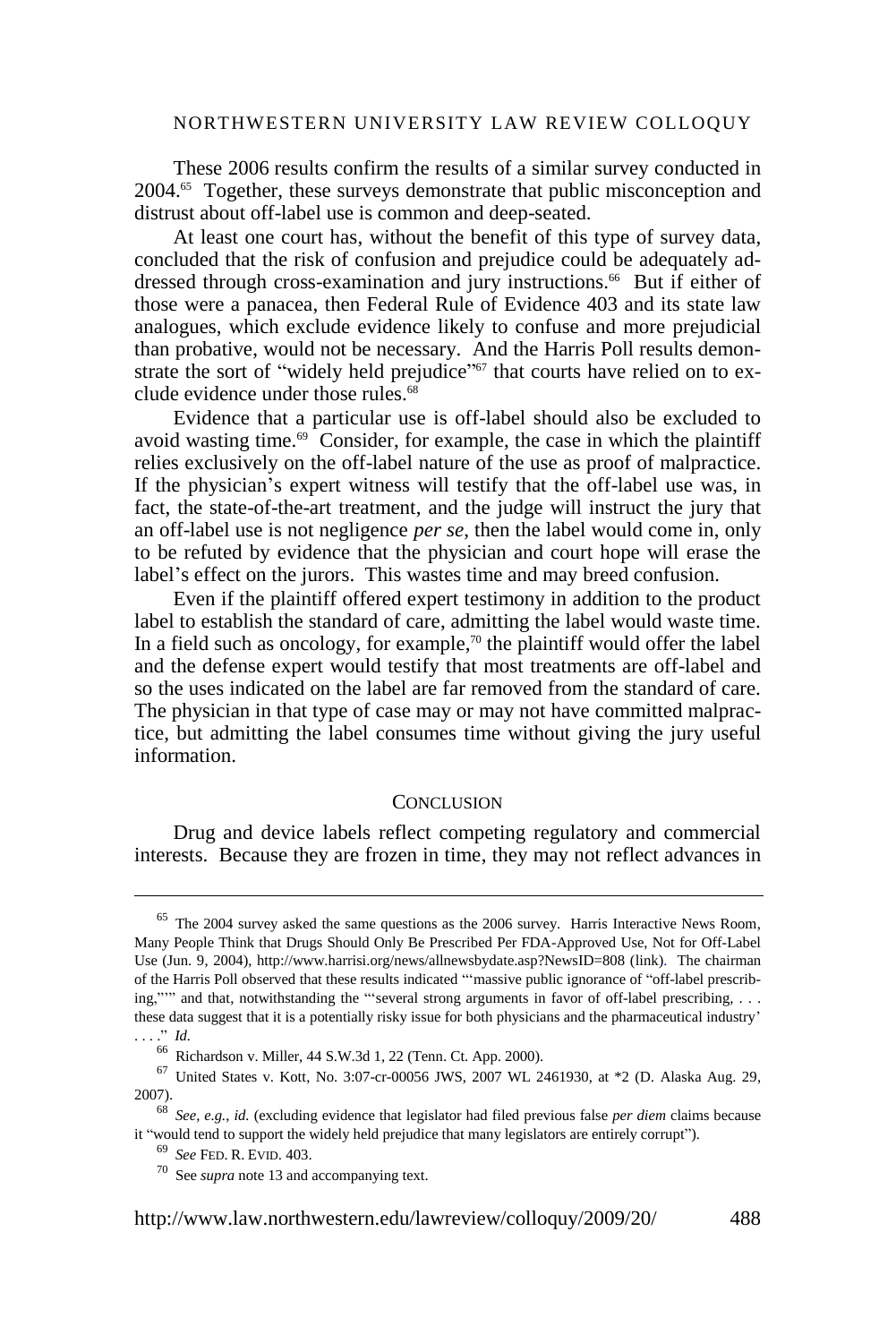These 2006 results confirm the results of a similar survey conducted in 2004.[65] Together, these surveys demonstrate that public misconception and distrust about off-label use is common and deep-seated.

At least one court has, without the benefit of this type of survey data, concluded that the risk of confusion and prejudice could be adequately addressed through cross-examination and jury instructions.[66] But if either of those were a panacea, then Federal Rule of Evidence 403 and its state law analogues, which exclude evidence likely to confuse and more prejudicial than probative, would not be necessary. And the Harris Poll results demonstrate the sort of "widely held prejudice"[67] that courts have relied on to exclude evidence under those rules.[68]

Evidence that a particular use is off-label should also be excluded to avoid wasting time.[69] Consider, for example, the case in which the plaintiff relies exclusively on the off-label nature of the use as proof of malpractice. If the physician's expert witness will testify that the off-label use was, in fact, the state-of-the-art treatment, and the judge will instruct the jury that an off-label use is not negligence *per se*, then the label would come in, only to be refuted by evidence that the physician and court hope will erase the label's effect on the jurors. This wastes time and may breed confusion.

Even if the plaintiff offered expert testimony in addition to the product label to establish the standard of care, admitting the label would waste time. In a field such as oncology, for example,[70] the plaintiff would offer the label and the defense expert would testify that most treatments are off-label and so the uses indicated on the label are far removed from the standard of care. The physician in that type of case may or may not have committed malpractice, but admitting the label consumes time without giving the jury useful information.

## CONCLUSION

Drug and device labels reflect competing regulatory and commercial interests. Because they are frozen in time, they may not reflect advances in

---

[65] The 2004 survey asked the same questions as the 2006 survey. Harris Interactive News Room, Many People Think that Drugs Should Only Be Prescribed Per FDA-Approved Use, Not for Off-Label Use (Jun. 9, 2004), http://www.harrisi.org/news/allnewsbydate.asp?NewsID=808 (link). The chairman of the Harris Poll observed that these results indicated "'massive public ignorance of "off-label prescribing,"'" and that, notwithstanding the "'several strong arguments in favor of off-label prescribing, . . . these data suggest that it is a potentially risky issue for both physicians and the pharmaceutical industry' . . . ." *Id.*

[66] Richardson v. Miller, 44 S.W.3d 1, 22 (Tenn. Ct. App. 2000).

[67] United States v. Kott, No. 3:07-cr-00056 JWS, 2007 WL 2461930, at *2 (D. Alaska Aug. 29, 2007).

[68] *See, e.g.*, *id.* (excluding evidence that legislator had filed previous false *per diem* claims because it "would tend to support the widely held prejudice that many legislators are entirely corrupt").

[69] *See* FED. R. EVID. 403.

[70] See *supra* note 13 and accompanying text.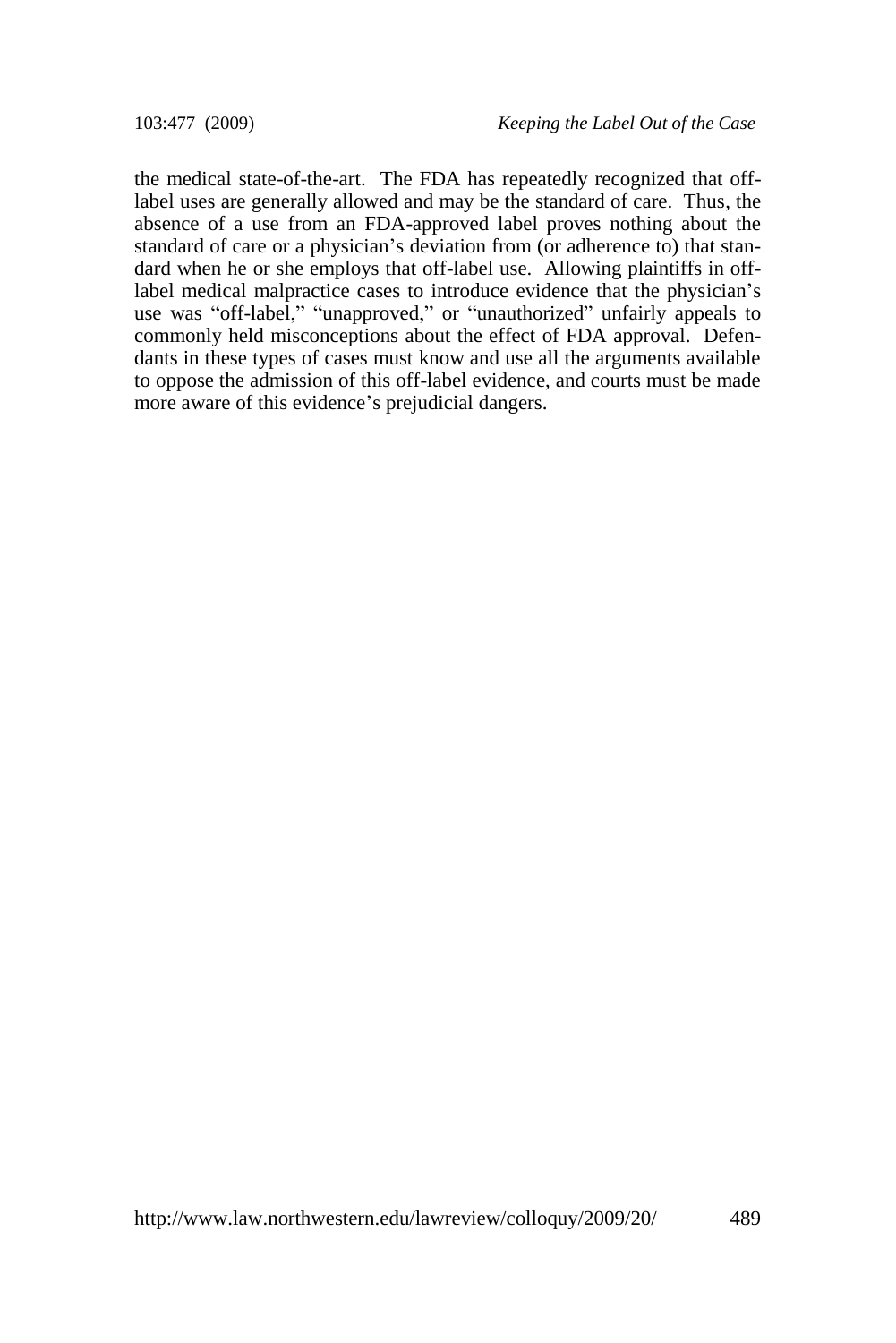the medical state-of-the-art. The FDA has repeatedly recognized that off-label uses are generally allowed and may be the standard of care. Thus, the absence of a use from an FDA-approved label proves nothing about the standard of care or a physician's deviation from (or adherence to) that standard when he or she employs that off-label use. Allowing plaintiffs in off-label medical malpractice cases to introduce evidence that the physician's use was "off-label," "unapproved," or "unauthorized" unfairly appeals to commonly held misconceptions about the effect of FDA approval. Defendants in these types of cases must know and use all the arguments available to oppose the admission of this off-label evidence, and courts must be made more aware of this evidence's prejudicial dangers.